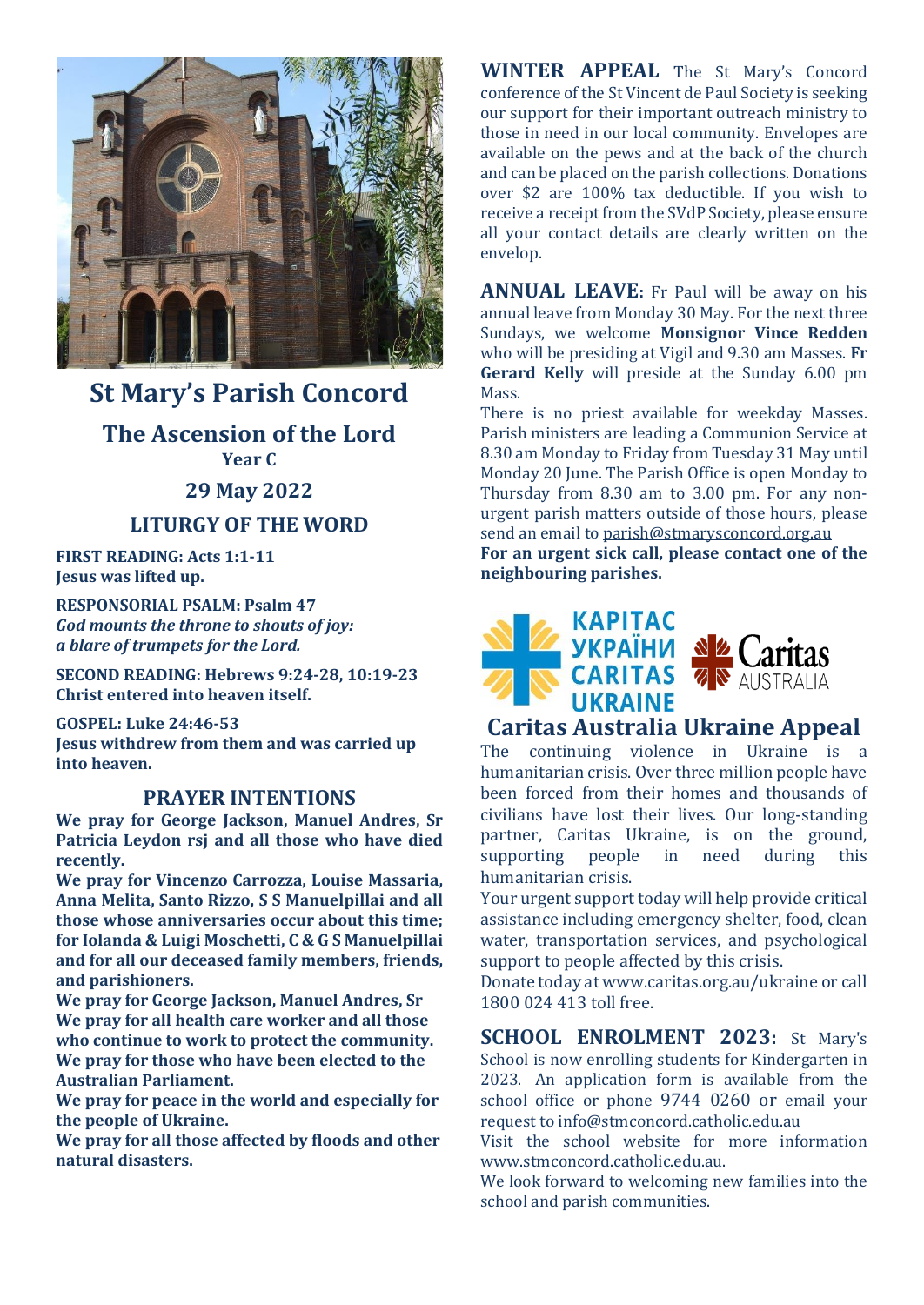# St Mary's Parish Concord

## The Ascension of the Lord

**Year C**

## 29 May 2022

## LITURGY OF THE WORD

**FIRST READING: Acts 1:1-11**
**Jesus was lifted up.**

**RESPONSORIAL PSALM: Psalm 47**
***God mounts the throne to shouts of joy:***
***a blare of trumpets for the Lord.***

**SECOND READING: Hebrews 9:24-28, 10:19-23**
**Christ entered into heaven itself.**

**GOSPEL: Luke 24:46-53**
**Jesus withdrew from them and was carried up into heaven.**

## PRAYER INTENTIONS

**We pray for George Jackson, Manuel Andres, Sr Patricia Leydon rsj and all those who have died recently.**
**We pray for Vincenzo Carrozza, Louise Massaria, Anna Melita, Santo Rizzo, S S Manuelpillai and all those whose anniversaries occur about this time; for Iolanda & Luigi Moschetti, C & G S Manuelpillai and for all our deceased family members, friends, and parishioners.**
**We pray for George Jackson, Manuel Andres, Sr**
**We pray for all health care worker and all those who continue to work to protect the community.**
**We pray for those who have been elected to the Australian Parliament.**
**We pray for peace in the world and especially for the people of Ukraine.**
**We pray for all those affected by floods and other natural disasters.**

**WINTER APPEAL** The St Mary's Concord conference of the St Vincent de Paul Society is seeking our support for their important outreach ministry to those in need in our local community. Envelopes are available on the pews and at the back of the church and can be placed on the parish collections. Donations over $2 are 100% tax deductible. If you wish to receive a receipt from the SVdP Society, please ensure all your contact details are clearly written on the envelop.

**ANNUAL LEAVE:** Fr Paul will be away on his annual leave from Monday 30 May. For the next three Sundays, we welcome **Monsignor Vince Redden** who will be presiding at Vigil and 9.30 am Masses. **Fr Gerard Kelly** will preside at the Sunday 6.00 pm Mass.
There is no priest available for weekday Masses. Parish ministers are leading a Communion Service at 8.30 am Monday to Friday from Tuesday 31 May until Monday 20 June. The Parish Office is open Monday to Thursday from 8.30 am to 3.00 pm. For any non-urgent parish matters outside of those hours, please send an email to parish@stmarysconcord.org.au
**For an urgent sick call, please contact one of the neighbouring parishes.**

КАРІТАС УКРАЇНИ CARITAS UKRAINE Caritas AUSTRALIA

## Caritas Australia Ukraine Appeal

The continuing violence in Ukraine is a humanitarian crisis. Over three million people have been forced from their homes and thousands of civilians have lost their lives. Our long-standing partner, Caritas Ukraine, is on the ground, supporting people in need during this humanitarian crisis.
Your urgent support today will help provide critical assistance including emergency shelter, food, clean water, transportation services, and psychological support to people affected by this crisis.
Donate today at www.caritas.org.au/ukraine or call 1800 024 413 toll free.

**SCHOOL ENROLMENT 2023:** St Mary's School is now enrolling students for Kindergarten in 2023. An application form is available from the school office or phone 9744 0260 or email your request to info@stmconcord.catholic.edu.au
Visit the school website for more information www.stmconcord.catholic.edu.au.
We look forward to welcoming new families into the school and parish communities.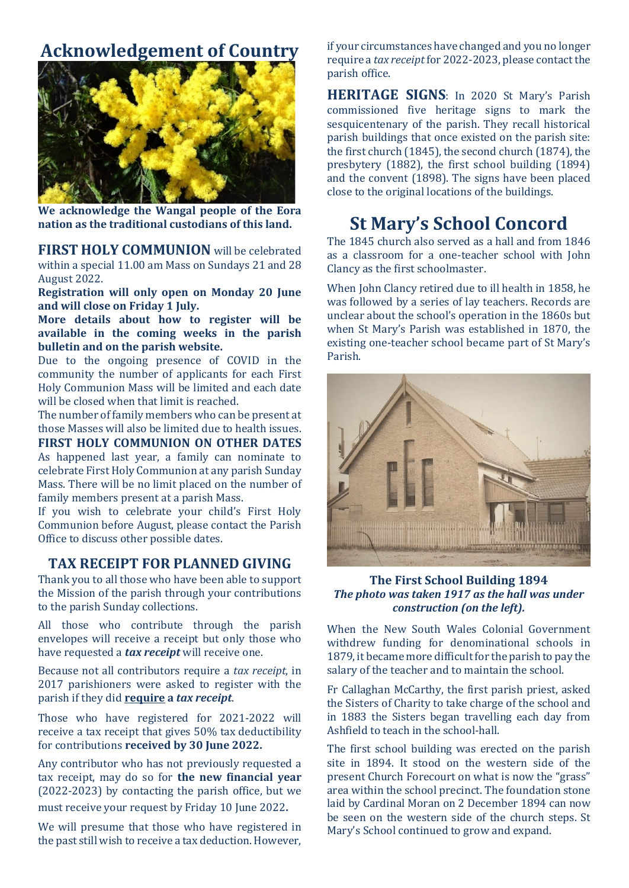# Acknowledgement of Country

**We acknowledge the Wangal people of the Eora nation as the traditional custodians of this land.**

**FIRST HOLY COMMUNION** will be celebrated within a special 11.00 am Mass on Sundays 21 and 28 August 2022.

**Registration will only open on Monday 20 June and will close on Friday 1 July.**

**More details about how to register will be available in the coming weeks in the parish bulletin and on the parish website.**

Due to the ongoing presence of COVID in the community the number of applicants for each First Holy Communion Mass will be limited and each date will be closed when that limit is reached.

The number of family members who can be present at those Masses will also be limited due to health issues.

**FIRST HOLY COMMUNION ON OTHER DATES**

As happened last year, a family can nominate to celebrate First Holy Communion at any parish Sunday Mass. There will be no limit placed on the number of family members present at a parish Mass.

If you wish to celebrate your child's First Holy Communion before August, please contact the Parish Office to discuss other possible dates.

## TAX RECEIPT FOR PLANNED GIVING

Thank you to all those who have been able to support the Mission of the parish through your contributions to the parish Sunday collections.

All those who contribute through the parish envelopes will receive a receipt but only those who have requested a ***tax receipt*** will receive one.

Because not all contributors require a *tax receipt*, in 2017 parishioners were asked to register with the parish if they did **require a *tax receipt***.

Those who have registered for 2021-2022 will receive a tax receipt that gives 50% tax deductibility for contributions **received by 30 June 2022.**

Any contributor who has not previously requested a tax receipt, may do so for **the new financial year** (2022-2023) by contacting the parish office, but we must receive your request by Friday 10 June 2022**.**

We will presume that those who have registered in the past still wish to receive a tax deduction. However, if your circumstances have changed and you no longer require a *tax receipt* for 2022-2023, please contact the parish office.

**HERITAGE SIGNS**: In 2020 St Mary's Parish commissioned five heritage signs to mark the sesquicentenary of the parish. They recall historical parish buildings that once existed on the parish site: the first church (1845), the second church (1874), the presbytery (1882), the first school building (1894) and the convent (1898). The signs have been placed close to the original locations of the buildings.

# St Mary's School Concord

The 1845 church also served as a hall and from 1846 as a classroom for a one-teacher school with John Clancy as the first schoolmaster.

When John Clancy retired due to ill health in 1858, he was followed by a series of lay teachers. Records are unclear about the school's operation in the 1860s but when St Mary's Parish was established in 1870, the existing one-teacher school became part of St Mary's Parish.

**The First School Building 1894**
***The photo was taken 1917 as the hall was under construction (on the left).***

When the New South Wales Colonial Government withdrew funding for denominational schools in 1879, it became more difficult for the parish to pay the salary of the teacher and to maintain the school.

Fr Callaghan McCarthy, the first parish priest, asked the Sisters of Charity to take charge of the school and in 1883 the Sisters began travelling each day from Ashfield to teach in the school-hall.

The first school building was erected on the parish site in 1894. It stood on the western side of the present Church Forecourt on what is now the "grass" area within the school precinct. The foundation stone laid by Cardinal Moran on 2 December 1894 can now be seen on the western side of the church steps. St Mary's School continued to grow and expand.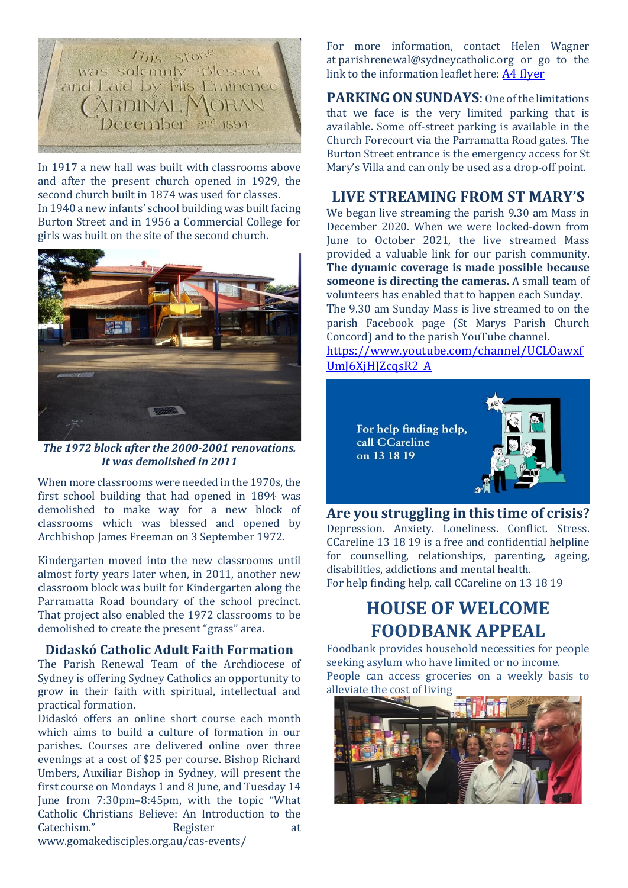In 1917 a new hall was built with classrooms above and after the present church opened in 1929, the second church built in 1874 was used for classes.
In 1940 a new infants' school building was built facing Burton Street and in 1956 a Commercial College for girls was built on the site of the second church.

*The 1972 block after the 2000-2001 renovations. It was demolished in 2011*

When more classrooms were needed in the 1970s, the first school building that had opened in 1894 was demolished to make way for a new block of classrooms which was blessed and opened by Archbishop James Freeman on 3 September 1972.

Kindergarten moved into the new classrooms until almost forty years later when, in 2011, another new classroom block was built for Kindergarten along the Parramatta Road boundary of the school precinct. That project also enabled the 1972 classrooms to be demolished to create the present "grass" area.

## Didaskó Catholic Adult Faith Formation

The Parish Renewal Team of the Archdiocese of Sydney is offering Sydney Catholics an opportunity to grow in their faith with spiritual, intellectual and practical formation.
Didaskó offers an online short course each month which aims to build a culture of formation in our parishes. Courses are delivered online over three evenings at a cost of $25 per course. Bishop Richard Umbers, Auxiliar Bishop in Sydney, will present the first course on Mondays 1 and 8 June, and Tuesday 14 June from 7:30pm–8:45pm, with the topic "What Catholic Christians Believe: An Introduction to the Catechism." Register at www.gomakedisciples.org.au/cas-events/

For more information, contact Helen Wagner at parishrenewal@sydneycatholic.org or go to the link to the information leaflet here: A4 flyer

**PARKING ON SUNDAYS**: One of the limitations that we face is the very limited parking that is available. Some off-street parking is available in the Church Forecourt via the Parramatta Road gates. The Burton Street entrance is the emergency access for St Mary's Villa and can only be used as a drop-off point.

## LIVE STREAMING FROM ST MARY'S

We began live streaming the parish 9.30 am Mass in December 2020. When we were locked-down from June to October 2021, the live streamed Mass provided a valuable link for our parish community. **The dynamic coverage is made possible because someone is directing the cameras.** A small team of volunteers has enabled that to happen each Sunday.
The 9.30 am Sunday Mass is live streamed to on the parish Facebook page (St Marys Parish Church Concord) and to the parish YouTube channel.
https://www.youtube.com/channel/UCLOawxfUmJ6XjHJZcqsR2_A

For help finding help, call CCareline on 13 18 19

## Are you struggling in this time of crisis?

Depression. Anxiety. Loneliness. Conflict. Stress. CCareline 13 18 19 is a free and confidential helpline for counselling, relationships, parenting, ageing, disabilities, addictions and mental health.
For help finding help, call CCareline on 13 18 19

## HOUSE OF WELCOME FOODBANK APPEAL

Foodbank provides household necessities for people seeking asylum who have limited or no income.
People can access groceries on a weekly basis to alleviate the cost of living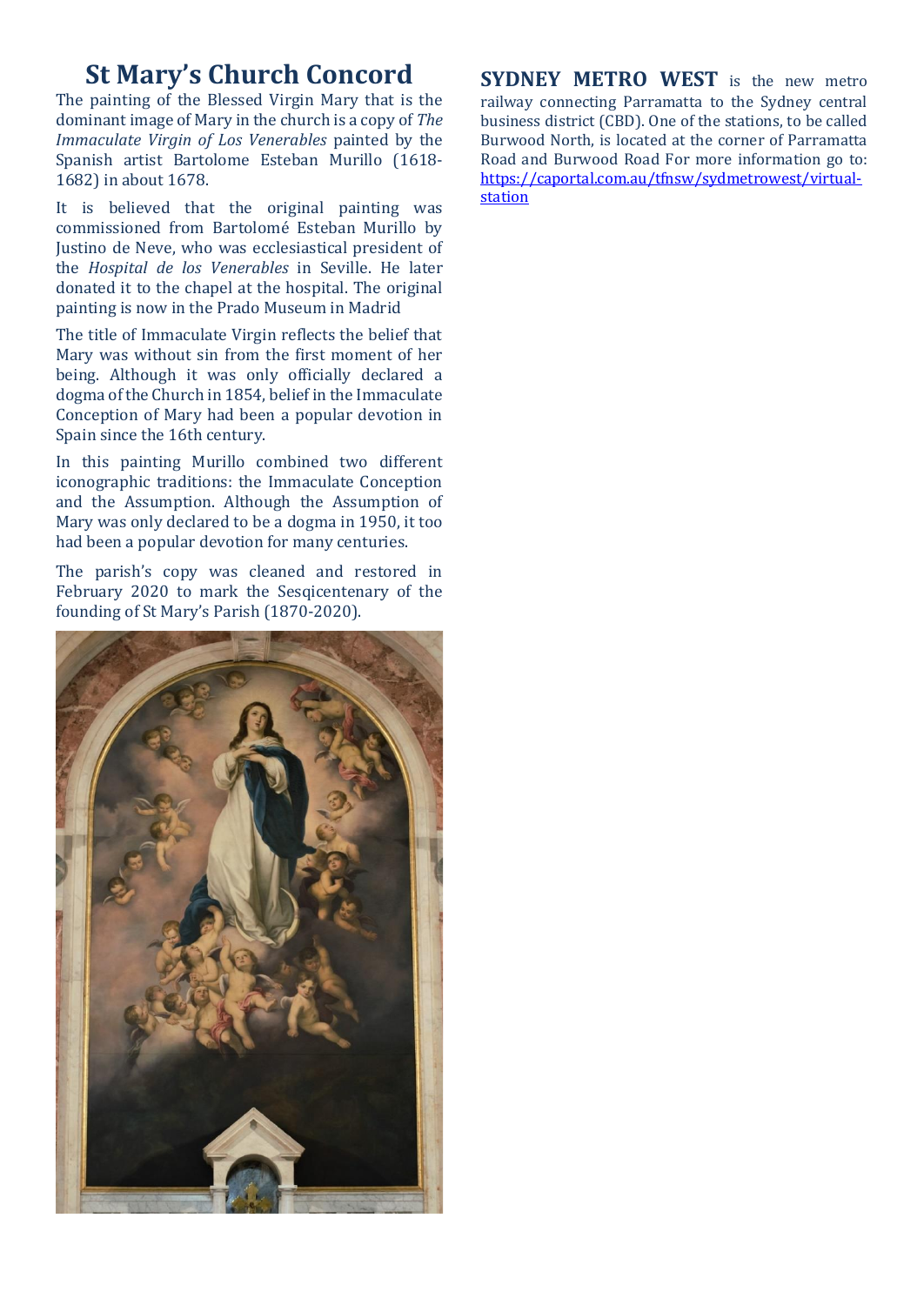# St Mary's Church Concord

The painting of the Blessed Virgin Mary that is the dominant image of Mary in the church is a copy of *The Immaculate Virgin of Los Venerables* painted by the Spanish artist Bartolome Esteban Murillo (1618-1682) in about 1678.

It is believed that the original painting was commissioned from Bartolomé Esteban Murillo by Justino de Neve, who was ecclesiastical president of the *Hospital de los Venerables* in Seville. He later donated it to the chapel at the hospital. The original painting is now in the Prado Museum in Madrid

The title of Immaculate Virgin reflects the belief that Mary was without sin from the first moment of her being. Although it was only officially declared a dogma of the Church in 1854, belief in the Immaculate Conception of Mary had been a popular devotion in Spain since the 16th century.

In this painting Murillo combined two different iconographic traditions: the Immaculate Conception and the Assumption. Although the Assumption of Mary was only declared to be a dogma in 1950, it too had been a popular devotion for many centuries.

The parish's copy was cleaned and restored in February 2020 to mark the Sesqicentenary of the founding of St Mary's Parish (1870-2020).

**SYDNEY METRO WEST** is the new metro railway connecting Parramatta to the Sydney central business district (CBD). One of the stations, to be called Burwood North, is located at the corner of Parramatta Road and Burwood Road For more information go to: https://caportal.com.au/tfnsw/sydmetrowest/virtual-station